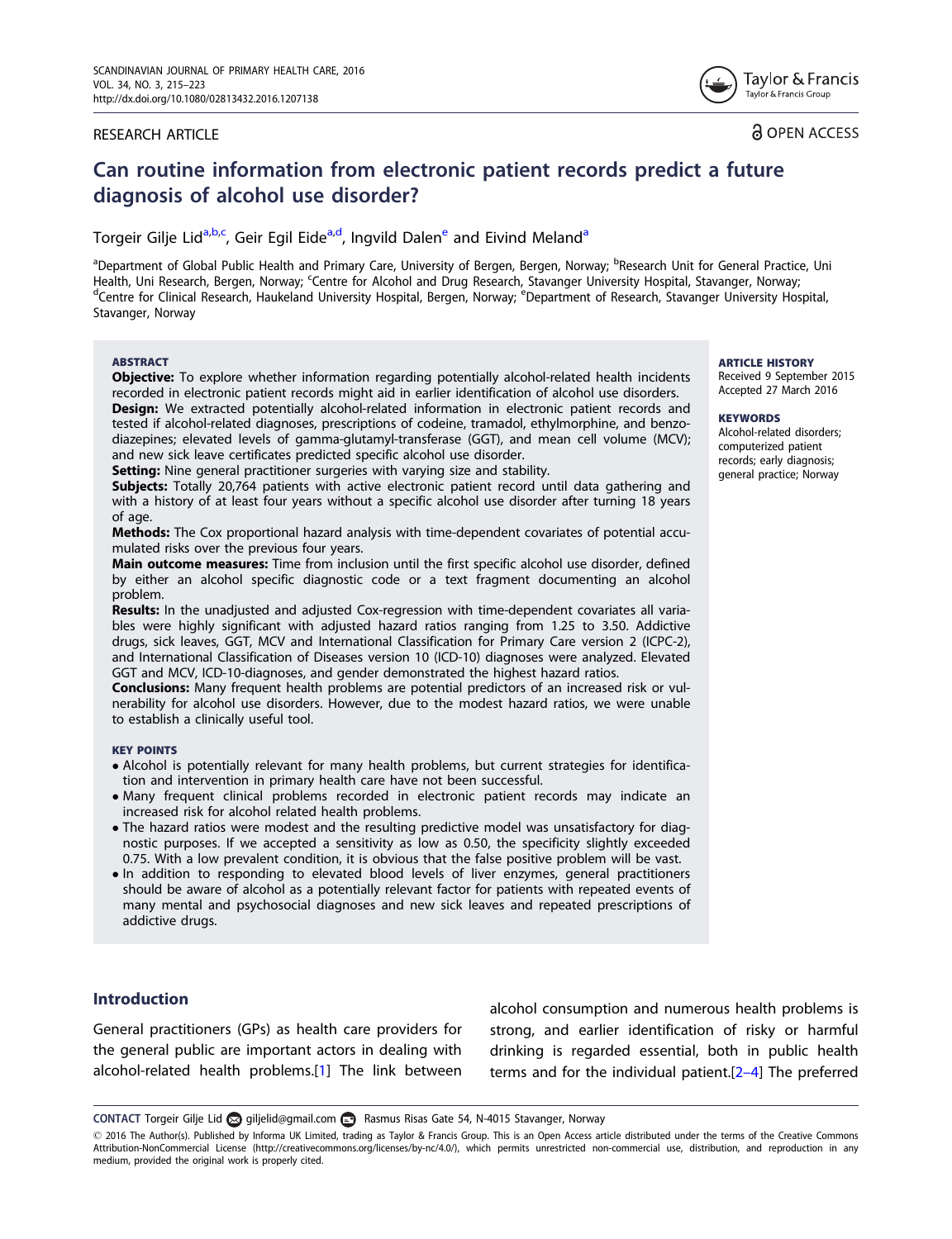RESEARCH ARTICLE

OPEN ACCESS

# Can routine information from electronic patient records predict a future diagnosis of alcohol use disorder?

Torgeir Gilje Lid[a,b,c], Geir Egil Eide[a,d], Ingvild Dalen[e] and Eivind Meland[a]

[a]Department of Global Public Health and Primary Care, University of Bergen, Bergen, Norway; [b]Research Unit for General Practice, Uni Health, Uni Research, Bergen, Norway; [c]Centre for Alcohol and Drug Research, Stavanger University Hospital, Stavanger, Norway; [d]Centre for Clinical Research, Haukeland University Hospital, Bergen, Norway; [e]Department of Research, Stavanger University Hospital, Stavanger, Norway

### ABSTRACT

**Objective:** To explore whether information regarding potentially alcohol-related health incidents recorded in electronic patient records might aid in earlier identification of alcohol use disorders.

**Design:** We extracted potentially alcohol-related information in electronic patient records and tested if alcohol-related diagnoses, prescriptions of codeine, tramadol, ethylmorphine, and benzodiazepines; elevated levels of gamma-glutamyl-transferase (GGT), and mean cell volume (MCV); and new sick leave certificates predicted specific alcohol use disorder.

**Setting:** Nine general practitioner surgeries with varying size and stability.

**Subjects:** Totally 20,764 patients with active electronic patient record until data gathering and with a history of at least four years without a specific alcohol use disorder after turning 18 years of age.

**Methods:** The Cox proportional hazard analysis with time-dependent covariates of potential accumulated risks over the previous four years.

**Main outcome measures:** Time from inclusion until the first specific alcohol use disorder, defined by either an alcohol specific diagnostic code or a text fragment documenting an alcohol problem.

**Results:** In the unadjusted and adjusted Cox-regression with time-dependent covariates all variables were highly significant with adjusted hazard ratios ranging from 1.25 to 3.50. Addictive drugs, sick leaves, GGT, MCV and International Classification for Primary Care version 2 (ICPC-2), and International Classification of Diseases version 10 (ICD-10) diagnoses were analyzed. Elevated GGT and MCV, ICD-10-diagnoses, and gender demonstrated the highest hazard ratios.

**Conclusions:** Many frequent health problems are potential predictors of an increased risk or vulnerability for alcohol use disorders. However, due to the modest hazard ratios, we were unable to establish a clinically useful tool.

### KEY POINTS

- Alcohol is potentially relevant for many health problems, but current strategies for identification and intervention in primary health care have not been successful.
- Many frequent clinical problems recorded in electronic patient records may indicate an increased risk for alcohol related health problems.
- The hazard ratios were modest and the resulting predictive model was unsatisfactory for diagnostic purposes. If we accepted a sensitivity as low as 0.50, the specificity slightly exceeded 0.75. With a low prevalent condition, it is obvious that the false positive problem will be vast.
- In addition to responding to elevated blood levels of liver enzymes, general practitioners should be aware of alcohol as a potentially relevant factor for patients with repeated events of many mental and psychosocial diagnoses and new sick leaves and repeated prescriptions of addictive drugs.

### ARTICLE HISTORY

Received 9 September 2015
Accepted 27 March 2016

### KEYWORDS

Alcohol-related disorders; computerized patient records; early diagnosis; general practice; Norway

## Introduction

General practitioners (GPs) as health care providers for the general public are important actors in dealing with alcohol-related health problems.[1] The link between alcohol consumption and numerous health problems is strong, and earlier identification of risky or harmful drinking is regarded essential, both in public health terms and for the individual patient.[2–4] The preferred

CONTACT Torgeir Gilje Lid giljelid@gmail.com Rasmus Risas Gate 54, N-4015 Stavanger, Norway

© 2016 The Author(s). Published by Informa UK Limited, trading as Taylor & Francis Group. This is an Open Access article distributed under the terms of the Creative Commons Attribution-NonCommercial License (http://creativecommons.org/licenses/by-nc/4.0/), which permits unrestricted non-commercial use, distribution, and reproduction in any medium, provided the original work is properly cited.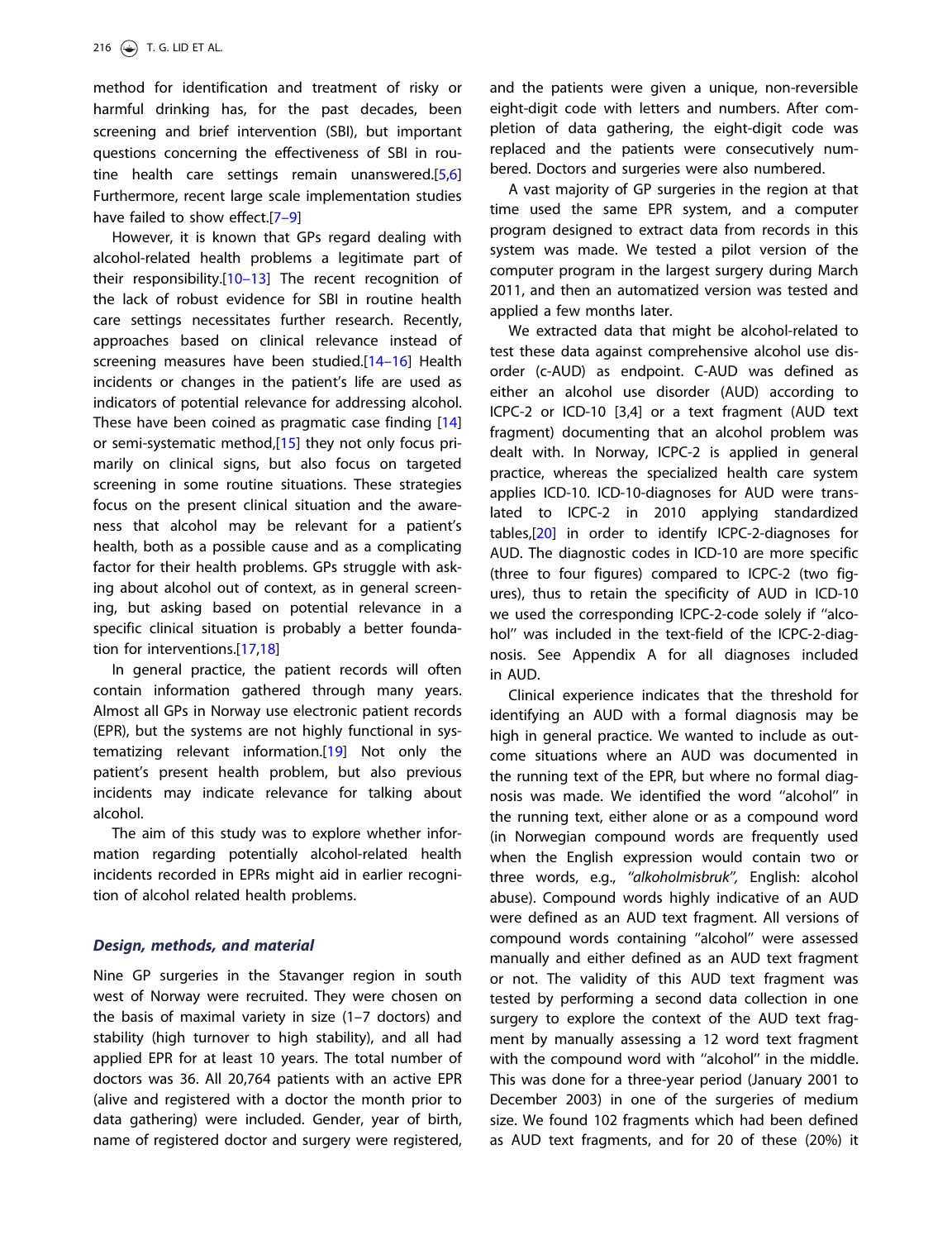method for identification and treatment of risky or harmful drinking has, for the past decades, been screening and brief intervention (SBI), but important questions concerning the effectiveness of SBI in routine health care settings remain unanswered.[5,6] Furthermore, recent large scale implementation studies have failed to show effect.[7–9]

However, it is known that GPs regard dealing with alcohol-related health problems a legitimate part of their responsibility.[10–13] The recent recognition of the lack of robust evidence for SBI in routine health care settings necessitates further research. Recently, approaches based on clinical relevance instead of screening measures have been studied.[14–16] Health incidents or changes in the patient's life are used as indicators of potential relevance for addressing alcohol. These have been coined as pragmatic case finding [14] or semi-systematic method,[15] they not only focus primarily on clinical signs, but also focus on targeted screening in some routine situations. These strategies focus on the present clinical situation and the awareness that alcohol may be relevant for a patient's health, both as a possible cause and as a complicating factor for their health problems. GPs struggle with asking about alcohol out of context, as in general screening, but asking based on potential relevance in a specific clinical situation is probably a better foundation for interventions.[17,18]

In general practice, the patient records will often contain information gathered through many years. Almost all GPs in Norway use electronic patient records (EPR), but the systems are not highly functional in systematizing relevant information.[19] Not only the patient's present health problem, but also previous incidents may indicate relevance for talking about alcohol.

The aim of this study was to explore whether information regarding potentially alcohol-related health incidents recorded in EPRs might aid in earlier recognition of alcohol related health problems.

### *Design, methods, and material*

Nine GP surgeries in the Stavanger region in south west of Norway were recruited. They were chosen on the basis of maximal variety in size (1–7 doctors) and stability (high turnover to high stability), and all had applied EPR for at least 10 years. The total number of doctors was 36. All 20,764 patients with an active EPR (alive and registered with a doctor the month prior to data gathering) were included. Gender, year of birth, name of registered doctor and surgery were registered, and the patients were given a unique, non-reversible eight-digit code with letters and numbers. After completion of data gathering, the eight-digit code was replaced and the patients were consecutively numbered. Doctors and surgeries were also numbered.

A vast majority of GP surgeries in the region at that time used the same EPR system, and a computer program designed to extract data from records in this system was made. We tested a pilot version of the computer program in the largest surgery during March 2011, and then an automatized version was tested and applied a few months later.

We extracted data that might be alcohol-related to test these data against comprehensive alcohol use disorder (c-AUD) as endpoint. C-AUD was defined as either an alcohol use disorder (AUD) according to ICPC-2 or ICD-10 [3,4] or a text fragment (AUD text fragment) documenting that an alcohol problem was dealt with. In Norway, ICPC-2 is applied in general practice, whereas the specialized health care system applies ICD-10. ICD-10-diagnoses for AUD were translated to ICPC-2 in 2010 applying standardized tables,[20] in order to identify ICPC-2-diagnoses for AUD. The diagnostic codes in ICD-10 are more specific (three to four figures) compared to ICPC-2 (two figures), thus to retain the specificity of AUD in ICD-10 we used the corresponding ICPC-2-code solely if "alcohol" was included in the text-field of the ICPC-2-diagnosis. See Appendix A for all diagnoses included in AUD.

Clinical experience indicates that the threshold for identifying an AUD with a formal diagnosis may be high in general practice. We wanted to include as outcome situations where an AUD was documented in the running text of the EPR, but where no formal diagnosis was made. We identified the word "alcohol" in the running text, either alone or as a compound word (in Norwegian compound words are frequently used when the English expression would contain two or three words, e.g., *"alkoholmisbruk",* English: alcohol abuse). Compound words highly indicative of an AUD were defined as an AUD text fragment. All versions of compound words containing "alcohol" were assessed manually and either defined as an AUD text fragment or not. The validity of this AUD text fragment was tested by performing a second data collection in one surgery to explore the context of the AUD text fragment by manually assessing a 12 word text fragment with the compound word with "alcohol" in the middle. This was done for a three-year period (January 2001 to December 2003) in one of the surgeries of medium size. We found 102 fragments which had been defined as AUD text fragments, and for 20 of these (20%) it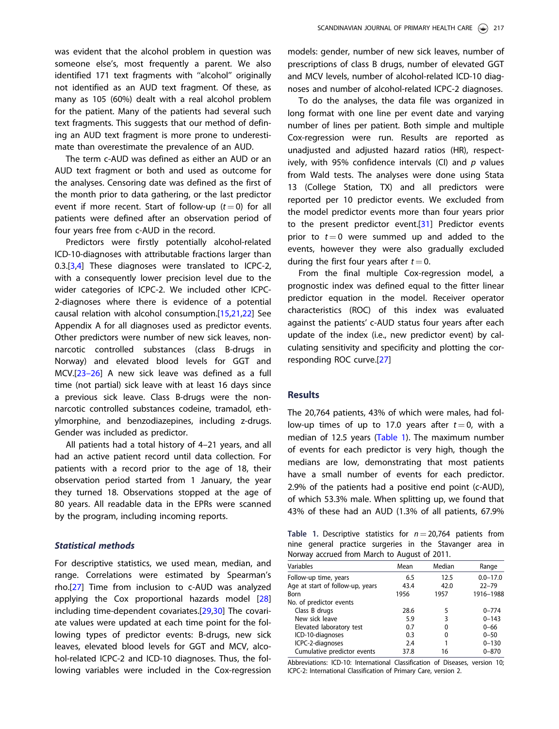was evident that the alcohol problem in question was someone else's, most frequently a parent. We also identified 171 text fragments with "alcohol" originally not identified as an AUD text fragment. Of these, as many as 105 (60%) dealt with a real alcohol problem for the patient. Many of the patients had several such text fragments. This suggests that our method of defining an AUD text fragment is more prone to underestimate than overestimate the prevalence of an AUD.

The term c-AUD was defined as either an AUD or an AUD text fragment or both and used as outcome for the analyses. Censoring date was defined as the first of the month prior to data gathering, or the last predictor event if more recent. Start of follow-up ($t = 0$) for all patients were defined after an observation period of four years free from c-AUD in the record.

Predictors were firstly potentially alcohol-related ICD-10-diagnoses with attributable fractions larger than 0.3.[3,4] These diagnoses were translated to ICPC-2, with a consequently lower precision level due to the wider categories of ICPC-2. We included other ICPC-2-diagnoses where there is evidence of a potential causal relation with alcohol consumption.[15,21,22] See Appendix A for all diagnoses used as predictor events. Other predictors were number of new sick leaves, non-narcotic controlled substances (class B-drugs in Norway) and elevated blood levels for GGT and MCV.[23–26] A new sick leave was defined as a full time (not partial) sick leave with at least 16 days since a previous sick leave. Class B-drugs were the non-narcotic controlled substances codeine, tramadol, ethylmorphine, and benzodiazepines, including z-drugs. Gender was included as predictor.

All patients had a total history of 4–21 years, and all had an active patient record until data collection. For patients with a record prior to the age of 18, their observation period started from 1 January, the year they turned 18. Observations stopped at the age of 80 years. All readable data in the EPRs were scanned by the program, including incoming reports.

### *Statistical methods*

For descriptive statistics, we used mean, median, and range. Correlations were estimated by Spearman's rho.[27] Time from inclusion to c-AUD was analyzed applying the Cox proportional hazards model [28] including time-dependent covariates.[29,30] The covariate values were updated at each time point for the following types of predictor events: B-drugs, new sick leaves, elevated blood levels for GGT and MCV, alcohol-related ICPC-2 and ICD-10 diagnoses. Thus, the following variables were included in the Cox-regression models: gender, number of new sick leaves, number of prescriptions of class B drugs, number of elevated GGT and MCV levels, number of alcohol-related ICD-10 diagnoses and number of alcohol-related ICPC-2 diagnoses.

To do the analyses, the data file was organized in long format with one line per event date and varying number of lines per patient. Both simple and multiple Cox-regression were run. Results are reported as unadjusted and adjusted hazard ratios (HR), respectively, with 95% confidence intervals (CI) and $p$ values from Wald tests. The analyses were done using Stata 13 (College Station, TX) and all predictors were reported per 10 predictor events. We excluded from the model predictor events more than four years prior to the present predictor event.[31] Predictor events prior to $t = 0$ were summed up and added to the events, however they were also gradually excluded during the first four years after $t = 0$.

From the final multiple Cox-regression model, a prognostic index was defined equal to the fitter linear predictor equation in the model. Receiver operator characteristics (ROC) of this index was evaluated against the patients' c-AUD status four years after each update of the index (i.e., new predictor event) by calculating sensitivity and specificity and plotting the corresponding ROC curve.[27]

## Results

The 20,764 patients, 43% of which were males, had follow-up times of up to 17.0 years after $t = 0$, with a median of 12.5 years (Table 1). The maximum number of events for each predictor is very high, though the medians are low, demonstrating that most patients have a small number of events for each predictor. 2.9% of the patients had a positive end point (c-AUD), of which 53.3% male. When splitting up, we found that 43% of these had an AUD (1.3% of all patients, 67.9%

**Table 1.** Descriptive statistics for $n = 20{,}764$ patients from nine general practice surgeries in the Stavanger area in Norway accrued from March to August of 2011.

| Variables | Mean | Median | Range |
|---|---|---|---|
| Follow-up time, years | 6.5 | 12.5 | 0.0–17.0 |
| Age at start of follow-up, years | 43.4 | 42.0 | 22–79 |
| Born | 1956 | 1957 | 1916–1988 |
| No. of predictor events | | | |
| Class B drugs | 28.6 | 5 | 0–774 |
| New sick leave | 5.9 | 3 | 0–143 |
| Elevated laboratory test | 0.7 | 0 | 0–66 |
| ICD-10-diagnoses | 0.3 | 0 | 0–50 |
| ICPC-2-diagnoses | 2.4 | 1 | 0–130 |
| Cumulative predictor events | 37.8 | 16 | 0–870 |

Abbreviations: ICD-10: International Classification of Diseases, version 10; ICPC-2: International Classification of Primary Care, version 2.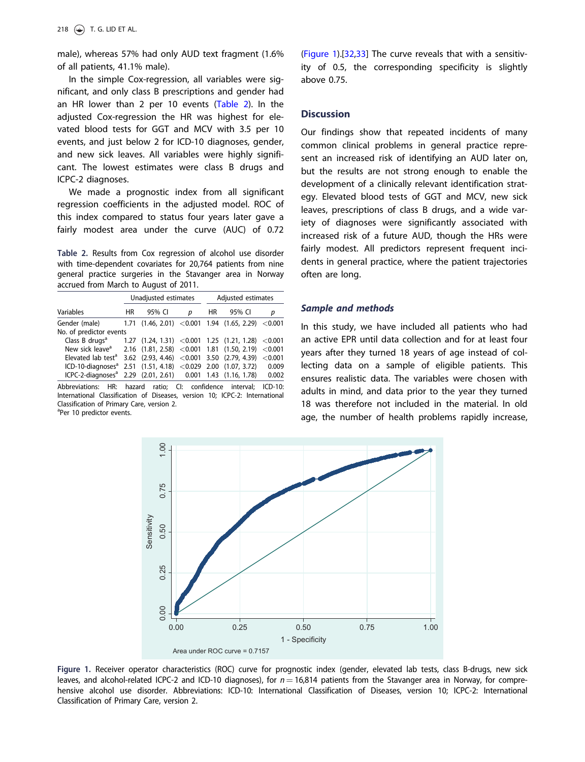male), whereas 57% had only AUD text fragment (1.6% of all patients, 41.1% male).

In the simple Cox-regression, all variables were significant, and only class B prescriptions and gender had an HR lower than 2 per 10 events (Table 2). In the adjusted Cox-regression the HR was highest for elevated blood tests for GGT and MCV with 3.5 per 10 events, and just below 2 for ICD-10 diagnoses, gender, and new sick leaves. All variables were highly significant. The lowest estimates were class B drugs and ICPC-2 diagnoses.

We made a prognostic index from all significant regression coefficients in the adjusted model. ROC of this index compared to status four years later gave a fairly modest area under the curve (AUC) of 0.72 (Figure 1).[32,33] The curve reveals that with a sensitivity of 0.5, the corresponding specificity is slightly above 0.75.

**Table 2.** Results from Cox regression of alcohol use disorder with time-dependent covariates for 20,764 patients from nine general practice surgeries in the Stavanger area in Norway accrued from March to August of 2011.

| | Unadjusted estimates | | | Adjusted estimates | | |
|---|---|---|---|---|---|---|
| Variables | HR | 95% CI | p | HR | 95% CI | p |
| Gender (male) | 1.71 | (1.46, 2.01) | <0.001 | 1.94 | (1.65, 2.29) | <0.001 |
| No. of predictor events | | | | | | |
| Class B drugs[a] | 1.27 | (1.24, 1.31) | <0.001 | 1.25 | (1.21, 1.28) | <0.001 |
| New sick leave[a] | 2.16 | (1.81, 2.58) | <0.001 | 1.81 | (1.50, 2.19) | <0.001 |
| Elevated lab test[a] | 3.62 | (2.93, 4.46) | <0.001 | 3.50 | (2.79, 4.39) | <0.001 |
| ICD-10-diagnoses[a] | 2.51 | (1.51, 4.18) | <0.029 | 2.00 | (1.07, 3.72) | 0.009 |
| ICPC-2-diagnoses[a] | 2.29 | (2.01, 2.61) | 0.001 | 1.43 | (1.16, 1.78) | 0.002 |

Abbreviations: HR: hazard ratio; CI: confidence interval; ICD-10: International Classification of Diseases, version 10; ICPC-2: International Classification of Primary Care, version 2.
[a]Per 10 predictor events.

## Discussion

Our findings show that repeated incidents of many common clinical problems in general practice represent an increased risk of identifying an AUD later on, but the results are not strong enough to enable the development of a clinically relevant identification strategy. Elevated blood tests of GGT and MCV, new sick leaves, prescriptions of class B drugs, and a wide variety of diagnoses were significantly associated with increased risk of a future AUD, though the HRs were fairly modest. All predictors represent frequent incidents in general practice, where the patient trajectories often are long.

### *Sample and methods*

In this study, we have included all patients who had an active EPR until data collection and for at least four years after they turned 18 years of age instead of collecting data on a sample of eligible patients. This ensures realistic data. The variables were chosen with adults in mind, and data prior to the year they turned 18 was therefore not included in the material. In old age, the number of health problems rapidly increase,

**Figure 1.** Receiver operator characteristics (ROC) curve for prognostic index (gender, elevated lab tests, class B-drugs, new sick leaves, and alcohol-related ICPC-2 and ICD-10 diagnoses), for $n = 16{,}814$ patients from the Stavanger area in Norway, for comprehensive alcohol use disorder. Abbreviations: ICD-10: International Classification of Diseases, version 10; ICPC-2: International Classification of Primary Care, version 2.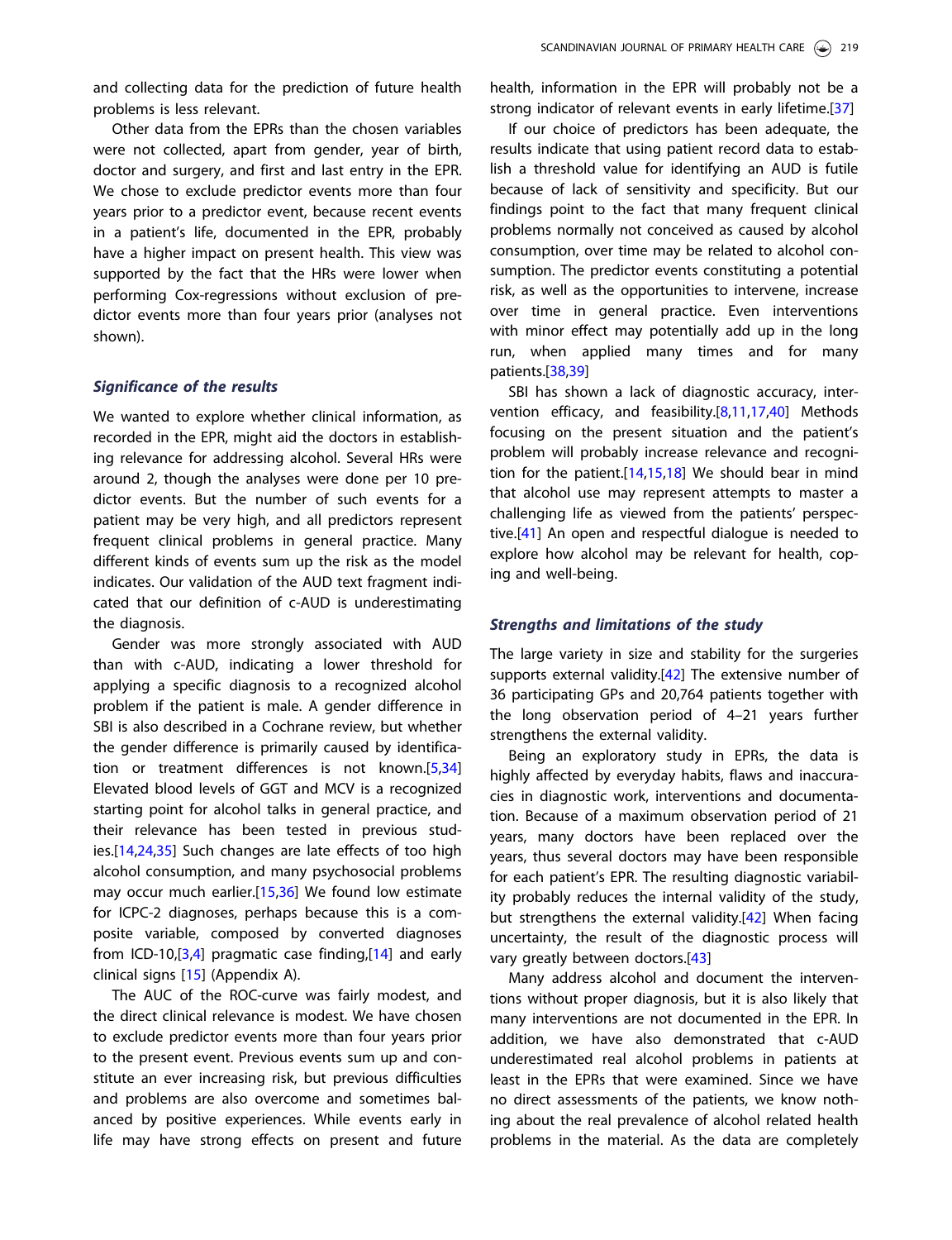and collecting data for the prediction of future health problems is less relevant.

Other data from the EPRs than the chosen variables were not collected, apart from gender, year of birth, doctor and surgery, and first and last entry in the EPR. We chose to exclude predictor events more than four years prior to a predictor event, because recent events in a patient's life, documented in the EPR, probably have a higher impact on present health. This view was supported by the fact that the HRs were lower when performing Cox-regressions without exclusion of predictor events more than four years prior (analyses not shown).

### *Significance of the results*

We wanted to explore whether clinical information, as recorded in the EPR, might aid the doctors in establishing relevance for addressing alcohol. Several HRs were around 2, though the analyses were done per 10 predictor events. But the number of such events for a patient may be very high, and all predictors represent frequent clinical problems in general practice. Many different kinds of events sum up the risk as the model indicates. Our validation of the AUD text fragment indicated that our definition of c-AUD is underestimating the diagnosis.

Gender was more strongly associated with AUD than with c-AUD, indicating a lower threshold for applying a specific diagnosis to a recognized alcohol problem if the patient is male. A gender difference in SBI is also described in a Cochrane review, but whether the gender difference is primarily caused by identification or treatment differences is not known.[5,34] Elevated blood levels of GGT and MCV is a recognized starting point for alcohol talks in general practice, and their relevance has been tested in previous studies.[14,24,35] Such changes are late effects of too high alcohol consumption, and many psychosocial problems may occur much earlier.[15,36] We found low estimate for ICPC-2 diagnoses, perhaps because this is a composite variable, composed by converted diagnoses from ICD-10,[3,4] pragmatic case finding,[14] and early clinical signs [15] (Appendix A).

The AUC of the ROC-curve was fairly modest, and the direct clinical relevance is modest. We have chosen to exclude predictor events more than four years prior to the present event. Previous events sum up and constitute an ever increasing risk, but previous difficulties and problems are also overcome and sometimes balanced by positive experiences. While events early in life may have strong effects on present and future health, information in the EPR will probably not be a strong indicator of relevant events in early lifetime.[37]

If our choice of predictors has been adequate, the results indicate that using patient record data to establish a threshold value for identifying an AUD is futile because of lack of sensitivity and specificity. But our findings point to the fact that many frequent clinical problems normally not conceived as caused by alcohol consumption, over time may be related to alcohol consumption. The predictor events constituting a potential risk, as well as the opportunities to intervene, increase over time in general practice. Even interventions with minor effect may potentially add up in the long run, when applied many times and for many patients.[38,39]

SBI has shown a lack of diagnostic accuracy, intervention efficacy, and feasibility.[8,11,17,40] Methods focusing on the present situation and the patient's problem will probably increase relevance and recognition for the patient.[14,15,18] We should bear in mind that alcohol use may represent attempts to master a challenging life as viewed from the patients' perspective.[41] An open and respectful dialogue is needed to explore how alcohol may be relevant for health, coping and well-being.

### *Strengths and limitations of the study*

The large variety in size and stability for the surgeries supports external validity.[42] The extensive number of 36 participating GPs and 20,764 patients together with the long observation period of 4–21 years further strengthens the external validity.

Being an exploratory study in EPRs, the data is highly affected by everyday habits, flaws and inaccuracies in diagnostic work, interventions and documentation. Because of a maximum observation period of 21 years, many doctors have been replaced over the years, thus several doctors may have been responsible for each patient's EPR. The resulting diagnostic variability probably reduces the internal validity of the study, but strengthens the external validity.[42] When facing uncertainty, the result of the diagnostic process will vary greatly between doctors.[43]

Many address alcohol and document the interventions without proper diagnosis, but it is also likely that many interventions are not documented in the EPR. In addition, we have also demonstrated that c-AUD underestimated real alcohol problems in patients at least in the EPRs that were examined. Since we have no direct assessments of the patients, we know nothing about the real prevalence of alcohol related health problems in the material. As the data are completely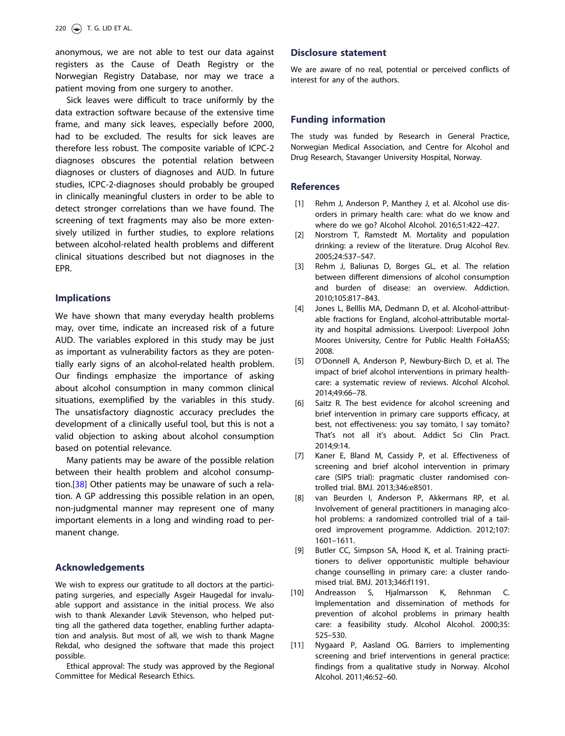anonymous, we are not able to test our data against registers as the Cause of Death Registry or the Norwegian Registry Database, nor may we trace a patient moving from one surgery to another.

Sick leaves were difficult to trace uniformly by the data extraction software because of the extensive time frame, and many sick leaves, especially before 2000, had to be excluded. The results for sick leaves are therefore less robust. The composite variable of ICPC-2 diagnoses obscures the potential relation between diagnoses or clusters of diagnoses and AUD. In future studies, ICPC-2-diagnoses should probably be grouped in clinically meaningful clusters in order to be able to detect stronger correlations than we have found. The screening of text fragments may also be more extensively utilized in further studies, to explore relations between alcohol-related health problems and different clinical situations described but not diagnoses in the EPR.

## Implications

We have shown that many everyday health problems may, over time, indicate an increased risk of a future AUD. The variables explored in this study may be just as important as vulnerability factors as they are potentially early signs of an alcohol-related health problem. Our findings emphasize the importance of asking about alcohol consumption in many common clinical situations, exemplified by the variables in this study. The unsatisfactory diagnostic accuracy precludes the development of a clinically useful tool, but this is not a valid objection to asking about alcohol consumption based on potential relevance.

Many patients may be aware of the possible relation between their health problem and alcohol consumption.[38] Other patients may be unaware of such a relation. A GP addressing this possible relation in an open, non-judgmental manner may represent one of many important elements in a long and winding road to permanent change.

## Acknowledgements

We wish to express our gratitude to all doctors at the participating surgeries, and especially Asgeir Haugedal for invaluable support and assistance in the initial process. We also wish to thank Alexander Løvik Stevenson, who helped putting all the gathered data together, enabling further adaptation and analysis. But most of all, we wish to thank Magne Rekdal, who designed the software that made this project possible.

Ethical approval: The study was approved by the Regional Committee for Medical Research Ethics.

## Disclosure statement

We are aware of no real, potential or perceived conflicts of interest for any of the authors.

## Funding information

The study was funded by Research in General Practice, Norwegian Medical Association, and Centre for Alcohol and Drug Research, Stavanger University Hospital, Norway.

## References

[1] Rehm J, Anderson P, Manthey J, et al. Alcohol use disorders in primary health care: what do we know and where do we go? Alcohol Alcohol. 2016;51:422–427.

[2] Norstrom T, Ramstedt M. Mortality and population drinking: a review of the literature. Drug Alcohol Rev. 2005;24:537–547.

[3] Rehm J, Baliunas D, Borges GL, et al. The relation between different dimensions of alcohol consumption and burden of disease: an overview. Addiction. 2010;105:817–843.

[4] Jones L, Belllis MA, Dedmann D, et al. Alcohol-attributable fractions for England, alcohol-attributable mortality and hospital admissions. Liverpool: Liverpool John Moores University, Centre for Public Health FoHaASS; 2008.

[5] O'Donnell A, Anderson P, Newbury-Birch D, et al. The impact of brief alcohol interventions in primary healthcare: a systematic review of reviews. Alcohol Alcohol. 2014;49:66–78.

[6] Saitz R. The best evidence for alcohol screening and brief intervention in primary care supports efficacy, at best, not effectiveness: you say tomāto, I say tomăto? That's not all it's about. Addict Sci Clin Pract. 2014;9:14.

[7] Kaner E, Bland M, Cassidy P, et al. Effectiveness of screening and brief alcohol intervention in primary care (SIPS trial): pragmatic cluster randomised controlled trial. BMJ. 2013;346:e8501.

[8] van Beurden I, Anderson P, Akkermans RP, et al. Involvement of general practitioners in managing alcohol problems: a randomized controlled trial of a tailored improvement programme. Addiction. 2012;107:1601–1611.

[9] Butler CC, Simpson SA, Hood K, et al. Training practitioners to deliver opportunistic multiple behaviour change counselling in primary care: a cluster randomised trial. BMJ. 2013;346:f1191.

[10] Andreasson S, Hjalmarsson K, Rehnman C. Implementation and dissemination of methods for prevention of alcohol problems in primary health care: a feasibility study. Alcohol Alcohol. 2000;35:525–530.

[11] Nygaard P, Aasland OG. Barriers to implementing screening and brief interventions in general practice: findings from a qualitative study in Norway. Alcohol Alcohol. 2011;46:52–60.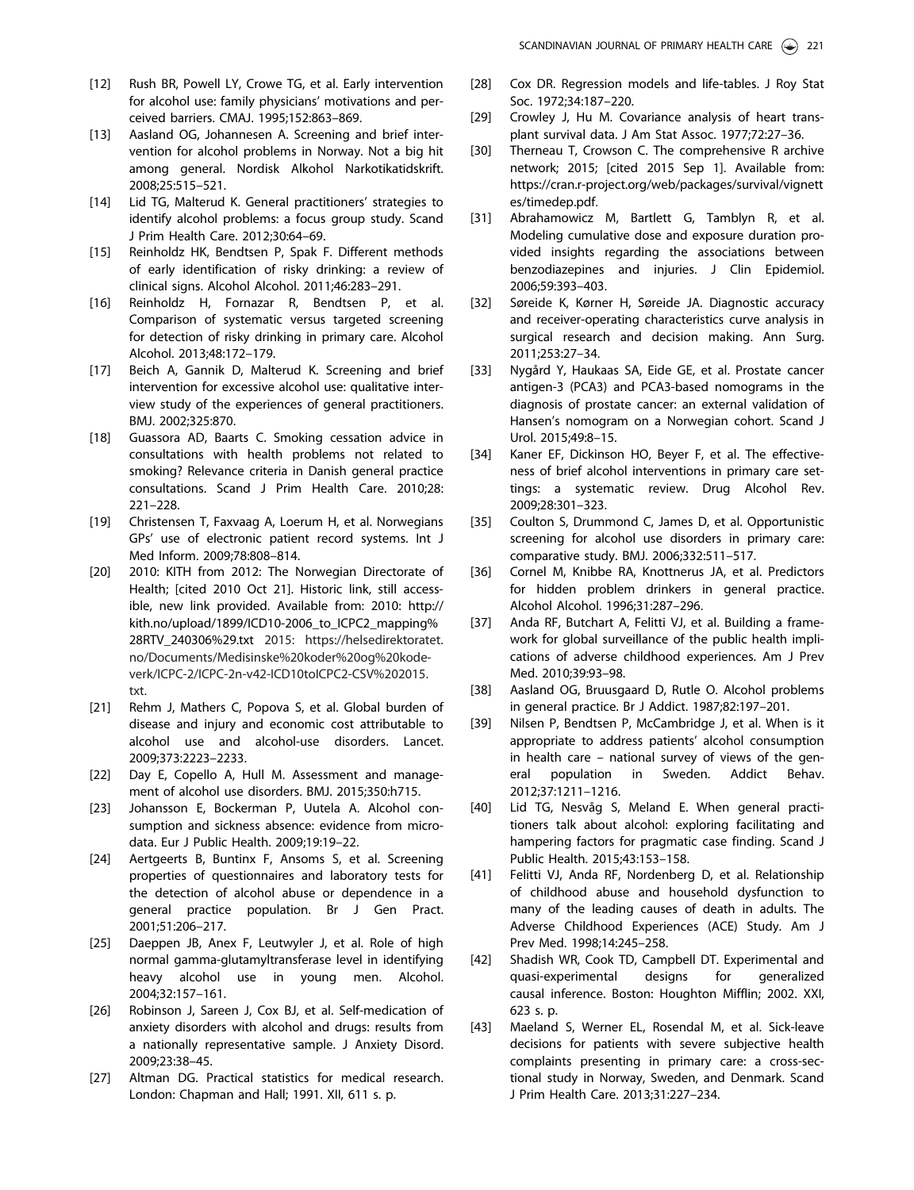[12] Rush BR, Powell LY, Crowe TG, et al. Early intervention for alcohol use: family physicians' motivations and perceived barriers. CMAJ. 1995;152:863–869.

[13] Aasland OG, Johannesen A. Screening and brief intervention for alcohol problems in Norway. Not a big hit among general. Nordisk Alkohol Narkotikatidskrift. 2008;25:515–521.

[14] Lid TG, Malterud K. General practitioners' strategies to identify alcohol problems: a focus group study. Scand J Prim Health Care. 2012;30:64–69.

[15] Reinholdz HK, Bendtsen P, Spak F. Different methods of early identification of risky drinking: a review of clinical signs. Alcohol Alcohol. 2011;46:283–291.

[16] Reinholdz H, Fornazar R, Bendtsen P, et al. Comparison of systematic versus targeted screening for detection of risky drinking in primary care. Alcohol Alcohol. 2013;48:172–179.

[17] Beich A, Gannik D, Malterud K. Screening and brief intervention for excessive alcohol use: qualitative interview study of the experiences of general practitioners. BMJ. 2002;325:870.

[18] Guassora AD, Baarts C. Smoking cessation advice in consultations with health problems not related to smoking? Relevance criteria in Danish general practice consultations. Scand J Prim Health Care. 2010;28: 221–228.

[19] Christensen T, Faxvaag A, Loerum H, et al. Norwegians GPs' use of electronic patient record systems. Int J Med Inform. 2009;78:808–814.

[20] 2010: KITH from 2012: The Norwegian Directorate of Health; [cited 2010 Oct 21]. Historic link, still accessible, new link provided. Available from: 2010: http://kith.no/upload/1899/ICD10-2006_to_ICPC2_mapping%28RTV_240306%29.txt 2015: https://helsedirektoratet.no/Documents/Medisinske%20koder%20og%20kodeverk/ICPC-2/ICPC-2n-v42-ICD10toICPC2-CSV%202015.txt.

[21] Rehm J, Mathers C, Popova S, et al. Global burden of disease and injury and economic cost attributable to alcohol use and alcohol-use disorders. Lancet. 2009;373:2223–2233.

[22] Day E, Copello A, Hull M. Assessment and management of alcohol use disorders. BMJ. 2015;350:h715.

[23] Johansson E, Bockerman P, Uutela A. Alcohol consumption and sickness absence: evidence from microdata. Eur J Public Health. 2009;19:19–22.

[24] Aertgeerts B, Buntinx F, Ansoms S, et al. Screening properties of questionnaires and laboratory tests for the detection of alcohol abuse or dependence in a general practice population. Br J Gen Pract. 2001;51:206–217.

[25] Daeppen JB, Anex F, Leutwyler J, et al. Role of high normal gamma-glutamyltransferase level in identifying heavy alcohol use in young men. Alcohol. 2004;32:157–161.

[26] Robinson J, Sareen J, Cox BJ, et al. Self-medication of anxiety disorders with alcohol and drugs: results from a nationally representative sample. J Anxiety Disord. 2009;23:38–45.

[27] Altman DG. Practical statistics for medical research. London: Chapman and Hall; 1991. XII, 611 s. p.

[28] Cox DR. Regression models and life-tables. J Roy Stat Soc. 1972;34:187–220.

[29] Crowley J, Hu M. Covariance analysis of heart transplant survival data. J Am Stat Assoc. 1977;72:27–36.

[30] Therneau T, Crowson C. The comprehensive R archive network; 2015; [cited 2015 Sep 1]. Available from: https://cran.r-project.org/web/packages/survival/vignettes/timedep.pdf.

[31] Abrahamowicz M, Bartlett G, Tamblyn R, et al. Modeling cumulative dose and exposure duration provided insights regarding the associations between benzodiazepines and injuries. J Clin Epidemiol. 2006;59:393–403.

[32] Søreide K, Kørner H, Søreide JA. Diagnostic accuracy and receiver-operating characteristics curve analysis in surgical research and decision making. Ann Surg. 2011;253:27–34.

[33] Nygård Y, Haukaas SA, Eide GE, et al. Prostate cancer antigen-3 (PCA3) and PCA3-based nomograms in the diagnosis of prostate cancer: an external validation of Hansen's nomogram on a Norwegian cohort. Scand J Urol. 2015;49:8–15.

[34] Kaner EF, Dickinson HO, Beyer F, et al. The effectiveness of brief alcohol interventions in primary care settings: a systematic review. Drug Alcohol Rev. 2009;28:301–323.

[35] Coulton S, Drummond C, James D, et al. Opportunistic screening for alcohol use disorders in primary care: comparative study. BMJ. 2006;332:511–517.

[36] Cornel M, Knibbe RA, Knottnerus JA, et al. Predictors for hidden problem drinkers in general practice. Alcohol Alcohol. 1996;31:287–296.

[37] Anda RF, Butchart A, Felitti VJ, et al. Building a framework for global surveillance of the public health implications of adverse childhood experiences. Am J Prev Med. 2010;39:93–98.

[38] Aasland OG, Bruusgaard D, Rutle O. Alcohol problems in general practice. Br J Addict. 1987;82:197–201.

[39] Nilsen P, Bendtsen P, McCambridge J, et al. When is it appropriate to address patients' alcohol consumption in health care – national survey of views of the general population in Sweden. Addict Behav. 2012;37:1211–1216.

[40] Lid TG, Nesvåg S, Meland E. When general practitioners talk about alcohol: exploring facilitating and hampering factors for pragmatic case finding. Scand J Public Health. 2015;43:153–158.

[41] Felitti VJ, Anda RF, Nordenberg D, et al. Relationship of childhood abuse and household dysfunction to many of the leading causes of death in adults. The Adverse Childhood Experiences (ACE) Study. Am J Prev Med. 1998;14:245–258.

[42] Shadish WR, Cook TD, Campbell DT. Experimental and quasi-experimental designs for generalized causal inference. Boston: Houghton Mifflin; 2002. XXI, 623 s. p.

[43] Maeland S, Werner EL, Rosendal M, et al. Sick-leave decisions for patients with severe subjective health complaints presenting in primary care: a cross-sectional study in Norway, Sweden, and Denmark. Scand J Prim Health Care. 2013;31:227–234.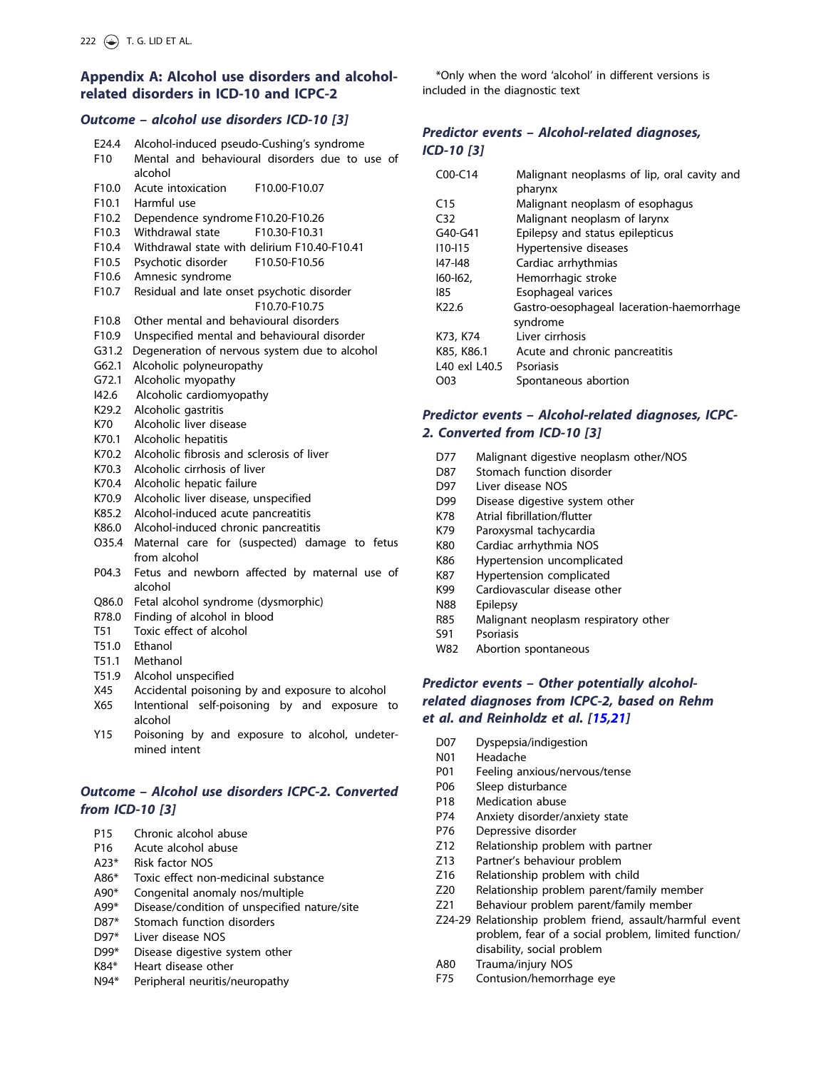## Appendix A: Alcohol use disorders and alcohol-related disorders in ICD-10 and ICPC-2

### *Outcome – alcohol use disorders ICD-10 [3]*

| Code | Description | |
|---|---|---|
| E24.4 | Alcohol-induced pseudo-Cushing's syndrome | |
| F10 | Mental and behavioural disorders due to use of alcohol | |
| F10.0 | Acute intoxication | F10.00-F10.07 |
| F10.1 | Harmful use | |
| F10.2 | Dependence syndrome | F10.20-F10.26 |
| F10.3 | Withdrawal state | F10.30-F10.31 |
| F10.4 | Withdrawal state with delirium | F10.40-F10.41 |
| F10.5 | Psychotic disorder | F10.50-F10.56 |
| F10.6 | Amnesic syndrome | |
| F10.7 | Residual and late onset psychotic disorder | F10.70-F10.75 |
| F10.8 | Other mental and behavioural disorders | |
| F10.9 | Unspecified mental and behavioural disorder | |
| G31.2 | Degeneration of nervous system due to alcohol | |
| G62.1 | Alcoholic polyneuropathy | |
| G72.1 | Alcoholic myopathy | |
| I42.6 | Alcoholic cardiomyopathy | |
| K29.2 | Alcoholic gastritis | |
| K70 | Alcoholic liver disease | |
| K70.1 | Alcoholic hepatitis | |
| K70.2 | Alcoholic fibrosis and sclerosis of liver | |
| K70.3 | Alcoholic cirrhosis of liver | |
| K70.4 | Alcoholic hepatic failure | |
| K70.9 | Alcoholic liver disease, unspecified | |
| K85.2 | Alcohol-induced acute pancreatitis | |
| K86.0 | Alcohol-induced chronic pancreatitis | |
| O35.4 | Maternal care for (suspected) damage to fetus from alcohol | |
| P04.3 | Fetus and newborn affected by maternal use of alcohol | |
| Q86.0 | Fetal alcohol syndrome (dysmorphic) | |
| R78.0 | Finding of alcohol in blood | |
| T51 | Toxic effect of alcohol | |
| T51.0 | Ethanol | |
| T51.1 | Methanol | |
| T51.9 | Alcohol unspecified | |
| X45 | Accidental poisoning by and exposure to alcohol | |
| X65 | Intentional self-poisoning by and exposure to alcohol | |
| Y15 | Poisoning by and exposure to alcohol, undetermined intent | |

### *Outcome – Alcohol use disorders ICPC-2. Converted from ICD-10 [3]*

| Code | Description |
|---|---|
| P15 | Chronic alcohol abuse |
| P16 | Acute alcohol abuse |
| A23* | Risk factor NOS |
| A86* | Toxic effect non-medicinal substance |
| A90* | Congenital anomaly nos/multiple |
| A99* | Disease/condition of unspecified nature/site |
| D87* | Stomach function disorders |
| D97* | Liver disease NOS |
| D99* | Disease digestive system other |
| K84* | Heart disease other |
| N94* | Peripheral neuritis/neuropathy |

*Only when the word 'alcohol' in different versions is included in the diagnostic text

### *Predictor events – Alcohol-related diagnoses, ICD-10 [3]*

| Code | Description |
|---|---|
| C00-C14 | Malignant neoplasms of lip, oral cavity and pharynx |
| C15 | Malignant neoplasm of esophagus |
| C32 | Malignant neoplasm of larynx |
| G40-G41 | Epilepsy and status epilepticus |
| I10-I15 | Hypertensive diseases |
| I47-I48 | Cardiac arrhythmias |
| I60-I62, | Hemorrhagic stroke |
| I85 | Esophageal varices |
| K22.6 | Gastro-oesophageal laceration-haemorrhage syndrome |
| K73, K74 | Liver cirrhosis |
| K85, K86.1 | Acute and chronic pancreatitis |
| L40 exl L40.5 | Psoriasis |
| O03 | Spontaneous abortion |

### *Predictor events – Alcohol-related diagnoses, ICPC-2. Converted from ICD-10 [3]*

| Code | Description |
|---|---|
| D77 | Malignant digestive neoplasm other/NOS |
| D87 | Stomach function disorder |
| D97 | Liver disease NOS |
| D99 | Disease digestive system other |
| K78 | Atrial fibrillation/flutter |
| K79 | Paroxysmal tachycardia |
| K80 | Cardiac arrhythmia NOS |
| K86 | Hypertension uncomplicated |
| K87 | Hypertension complicated |
| K99 | Cardiovascular disease other |
| N88 | Epilepsy |
| R85 | Malignant neoplasm respiratory other |
| S91 | Psoriasis |
| W82 | Abortion spontaneous |

### *Predictor events – Other potentially alcohol-related diagnoses from ICPC-2, based on Rehm et al. and Reinholdz et al. [15,21]*

| Code | Description |
|---|---|
| D07 | Dyspepsia/indigestion |
| N01 | Headache |
| P01 | Feeling anxious/nervous/tense |
| P06 | Sleep disturbance |
| P18 | Medication abuse |
| P74 | Anxiety disorder/anxiety state |
| P76 | Depressive disorder |
| Z12 | Relationship problem with partner |
| Z13 | Partner's behaviour problem |
| Z16 | Relationship problem with child |
| Z20 | Relationship problem parent/family member |
| Z21 | Behaviour problem parent/family member |
| Z24-29 | Relationship problem friend, assault/harmful event problem, fear of a social problem, limited function/disability, social problem |
| A80 | Trauma/injury NOS |
| F75 | Contusion/hemorrhage eye |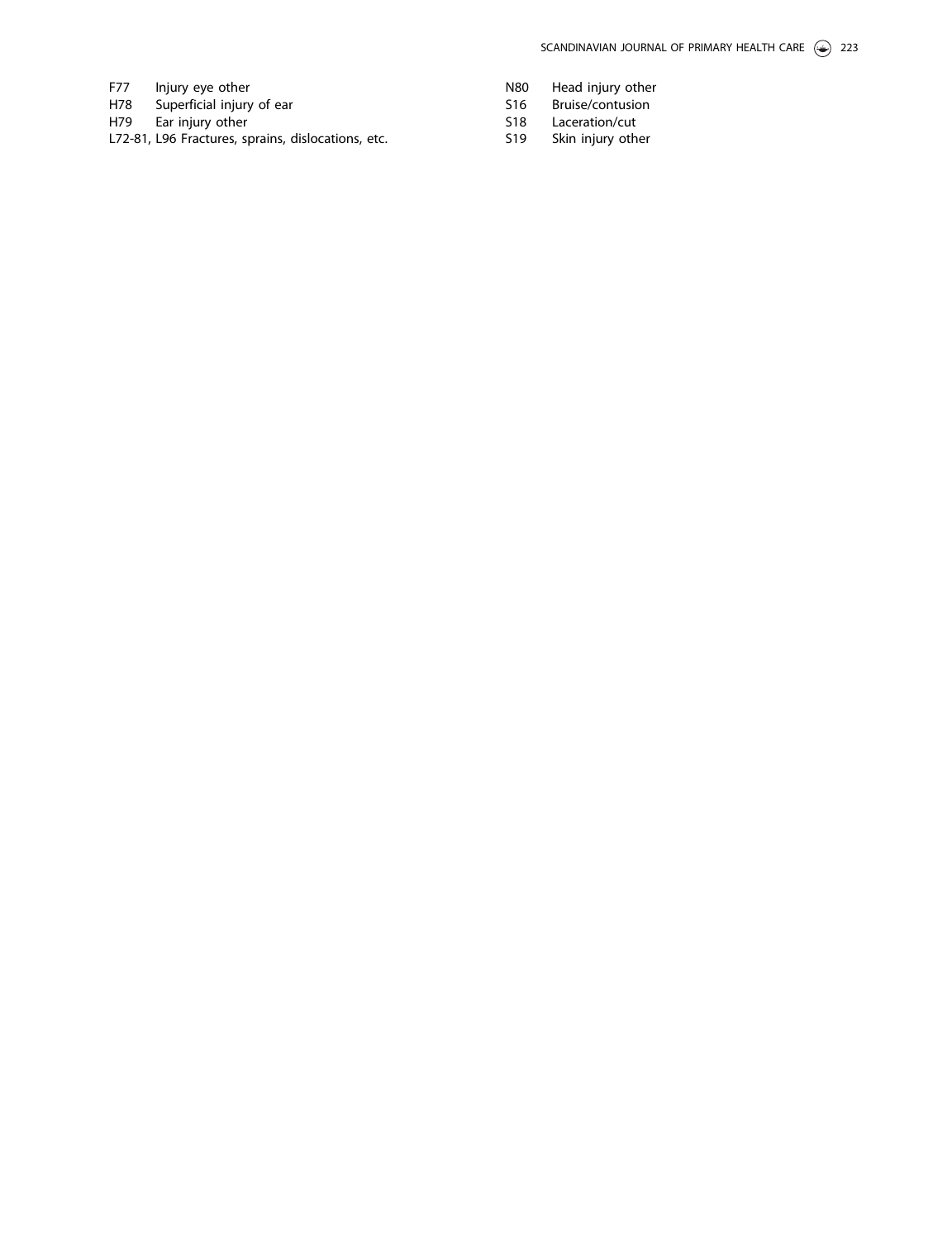F77 Injury eye other
H78 Superficial injury of ear
H79 Ear injury other
L72-81, L96 Fractures, sprains, dislocations, etc.
N80 Head injury other
S16 Bruise/contusion
S18 Laceration/cut
S19 Skin injury other